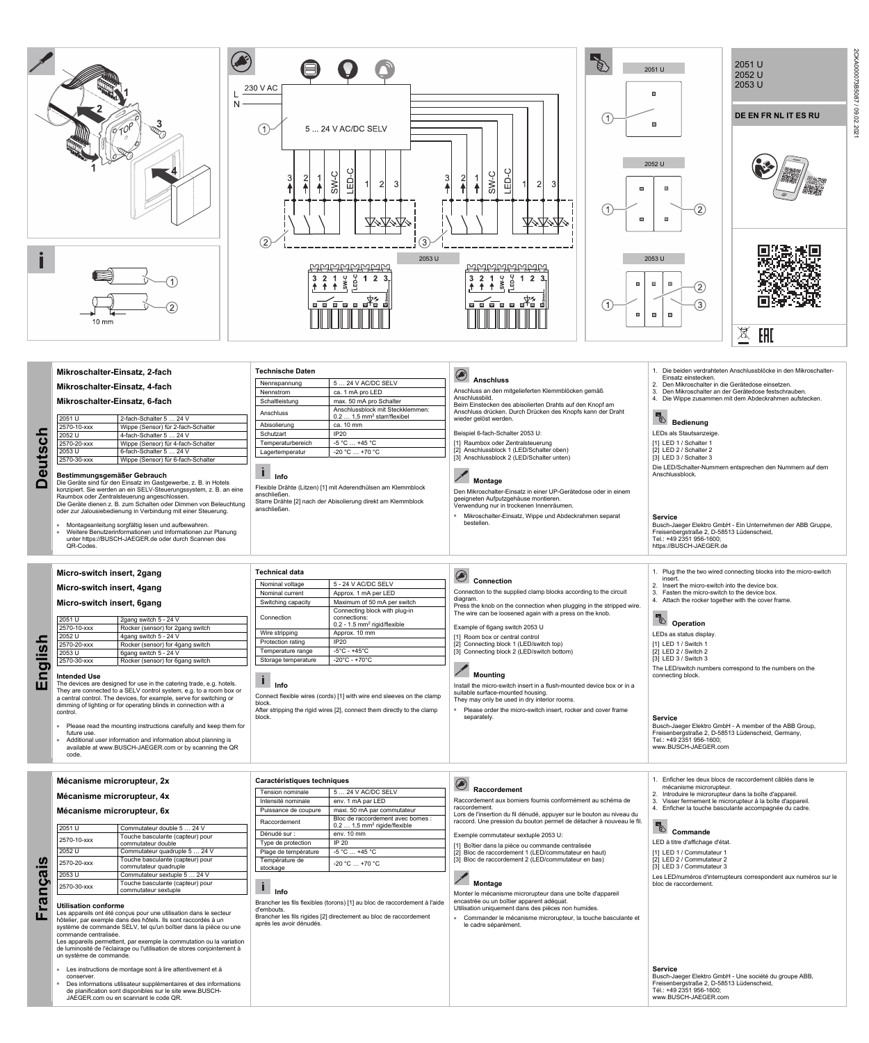2051 U
2052 U
2053 U

DE EN FR NL IT ES RU

# Deutsch

## Mikroschalter-Einsatz, 2-fach

## Mikroschalter-Einsatz, 4-fach

## Mikroschalter-Einsatz, 6-fach

| | |
|---|---|
| 2051 U | 2-fach-Schalter 5 … 24 V |
| 2570-10-xxx | Wippe (Sensor) für 2-fach-Schalter |
| 2052 U | 4-fach-Schalter 5 … 24 V |
| 2570-20-xxx | Wippe (Sensor) für 4-fach-Schalter |
| 2053 U | 6-fach-Schalter 5 … 24 V |
| 2570-30-xxx | Wippe (Sensor) für 6-fach-Schalter |

### Bestimmungsgemäßer Gebrauch

Die Geräte sind für den Einsatz im Gastgewerbe, z. B. in Hotels konzipiert. Sie werden an ein SELV-Steuerungssystem, z. B. an eine Raumbox oder Zentralsteuerung angeschlossen.
Die Geräte dienen z. B. zum Schalten oder Dimmen von Beleuchtung oder zur Jalousiebedienung in Verbindung mit einer Steuerung.

- Montageanleitung sorgfältig lesen und aufbewahren.
- Weitere Benutzerinformationen und Informationen zur Planung unter https://BUSCH-JAEGER.de oder durch Scannen des QR-Codes.

### Technische Daten

| | |
|---|---|
| Nennspannung | 5 … 24 V AC/DC SELV |
| Nennstrom | ca. 1 mA pro LED |
| Schaltleistung | max. 50 mA pro Schalter |
| Anschluss | Anschlussblock mit Steckklemmen: 0.2 … 1,5 mm² starr/flexibel |
| Abisolierung | ca. 10 mm |
| Schutzart | IP20 |
| Temperaturbereich | -5 °C … +45 °C |
| Lagertemperatur | -20 °C … +70 °C |

### Info

Flexible Drähte (Litzen) [1] mit Aderendhülsen am Klemmblock anschließen.
Starre Drähte [2] nach der Abisolierung direkt am Klemmblock anschließen.

### Anschluss

Anschluss an den mitgelieferten Klemmblöcken gemäß Anschlussbild.
Beim Einstecken des abisolierten Drahts auf den Knopf am Anschluss drücken. Durch Drücken des Knopfs kann der Draht wieder gelöst werden.

Beispiel 6-fach-Schalter 2053 U:

[1] Raumbox oder Zentralsteuerung
[2] Anschlussblock 1 (LED/Schalter oben)
[3] Anschlussblock 2 (LED/Schalter unten)

### Montage

Den Mikroschalter-Einsatz in einer UP-Gerätedose oder in einem geeigneten Aufputzgehäuse montieren.
Verwendung nur in trockenen Innenräumen.

- Mikroschalter-Einsatz, Wippe und Abdeckrahmen separat bestellen.

1. Die beiden verdrahteten Anschlussblöcke in den Mikroschalter-Einsatz einstecken.
2. Den Mikroschalter in die Gerätedose einsetzen.
3. Den Mikroschalter an der Gerätedose festschrauben.
4. Die Wippe zusammen mit dem Abdeckrahmen aufstecken.

### Bedienung

LEDs als Stautsanzeige.

[1] LED 1 / Schalter 1
[2] LED 2 / Schalter 2
[3] LED 3 / Schalter 3

Die LED/Schalter-Nummern entsprechen den Nummern auf dem Anschlussblock.

### Service

Busch-Jaeger Elektro GmbH - Ein Unternehmen der ABB Gruppe, Freisenbergstraße 2, D-58513 Lüdenscheid,
Tel.: +49 2351 956-1600;
https://BUSCH-JAEGER.de

# English

## Micro-switch insert, 2gang

## Micro-switch insert, 4gang

## Micro-switch insert, 6gang

| | |
|---|---|
| 2051 U | 2gang switch 5 - 24 V |
| 2570-10-xxx | Rocker (sensor) for 2gang switch |
| 2052 U | 4gang switch 5 - 24 V |
| 2570-20-xxx | Rocker (sensor) for 4gang switch |
| 2053 U | 6gang switch 5 - 24 V |
| 2570-30-xxx | Rocker (sensor) for 6gang switch |

### Intended Use

The devices are designed for use in the catering trade, e.g. hotels. They are connected to a SELV control system, e.g. to a room box or a central control. The devices, for example, serve for switching or dimming of lighting or for operating blinds in connection with a control.

- Please read the mounting instructions carefully and keep them for future use.
- Additional user information and information about planning is available at www.BUSCH-JAEGER.com or by scanning the QR code.

### Technical data

| | |
|---|---|
| Nominal voltage | 5 - 24 V AC/DC SELV |
| Nominal current | Approx. 1 mA per LED |
| Switching capacity | Maximum of 50 mA per switch |
| Connection | Connecting block with plug-in connections: 0.2 - 1.5 mm² rigid/flexible |
| Wire stripping | Approx. 10 mm |
| Protection rating | IP20 |
| Temperature range | -5°C - +45°C |
| Storage temperature | -20°C - +70°C |

### Info

Connect flexible wires (cords) [1] with wire end sleeves on the clamp block.
After stripping the rigid wires [2], connect them directly to the clamp block.

### Connection

Connection to the supplied clamp blocks according to the circuit diagram.
Press the knob on the connection when plugging in the stripped wire. The wire can be loosened again with a press on the knob.

Example of 6gang switch 2053 U

[1] Room box or central control
[2] Connecting block 1 (LED/switch top)
[3] Connecting block 2 (LED/switch bottom)

### Mounting

Install the micro-switch insert in a flush-mounted device box or in a suitable surface-mounted housing.
They may only be used in dry interior rooms.

- Please order the micro-switch insert, rocker and cover frame separately.

1. Plug the the two wired connecting blocks into the micro-switch insert.
2. Insert the micro-switch into the device box.
3. Fasten the micro-switch to the device box.
4. Attach the rocker together with the cover frame.

### Operation

LEDs as status display.

[1] LED 1 / Switch 1
[2] LED 2 / Switch 2
[3] LED 3 / Switch 3

The LED/switch numbers correspond to the numbers on the connecting block.

### Service

Busch-Jaeger Elektro GmbH - A member of the ABB Group,
Freisenbergstraße 2, D-58513 Lüdenscheid, Germany,
Tel.: +49 2351 956-1600;
www.BUSCH-JAEGER.com

# Français

## Mécanisme microrupteur, 2x

## Mécanisme microrupteur, 4x

## Mécanisme microrupteur, 6x

| | |
|---|---|
| 2051 U | Commutateur double 5 … 24 V |
| 2570-10-xxx | Touche basculante (capteur) pour commutateur double |
| 2052 U | Commutateur quadruple 5 … 24 V |
| 2570-20-xxx | Touche basculante (capteur) pour commutateur quadruple |
| 2053 U | Commutateur sextuple 5 … 24 V |
| 2570-30-xxx | Touche basculante (capteur) pour commutateur sextuple |

### Utilisation conforme

Les appareils ont été conçus pour une utilisation dans le secteur hôtelier, par exemple dans les hôtels. Ils sont raccordés à un système de commande SELV, tel qu'un boîtier dans la pièce ou une commande centralisée.
Les appareils permettent, par exemple la commutation ou la variation de luminosité de l'éclairage ou l'utilisation de stores conjointement à un système de commande.

- Les instructions de montage sont à lire attentivement et à conserver.
- Des informations utilisateur supplémentaires et des informations de planification sont disponibles sur le site www.BUSCH-JAEGER.com ou en scannant le code QR.

### Caractéristiques techniques

| | |
|---|---|
| Tension nominale | 5 … 24 V AC/DC SELV |
| Intensité nominale | env. 1 mA par LED |
| Puissance de coupure | maxi. 50 mA par commutateur |
| Raccordement | Bloc de raccordement avec bornes : 0.2 … 1,5 mm² rigide/flexible |
| Dénudé sur : | env. 10 mm |
| Type de protection | IP 20 |
| Plage de température | -5 °C … +45 °C |
| Température de stockage | -20 °C … +70 °C |

### Info

Brancher les fils flexibles (torons) [1] au bloc de raccordement à l'aide d'embouts.
Brancher les fils rigides [2] directement au bloc de raccordement après les avoir dénudés.

### Raccordement

Raccordement aux borniers fournis conformément au schéma de raccordement.
Lors de l'insertion du fil dénudé, appuyer sur le bouton au niveau du raccord. Une pression du bouton permet de détacher à nouveau le fil.

Exemple commutateur sextuple 2053 U:

[1] Boîtier dans la pièce ou commande centralisée
[2] Bloc de raccordement 1 (LED/commutateur en haut)
[3] Bloc de raccordement 2 (LED/commutateur en bas)

### Montage

Monter le mécanisme microrupteur dans une boîte d'appareil encastrée ou un boîtier apparent adéquat.
Utilisation uniquement dans des pièces non humides.

- Commander le mécanisme microrupteur, la touche basculante et le cadre séparément.

1. Enficher les deux blocs de raccordement câblés dans le mécanisme microrupteur.
2. Introduire le microrupteur dans la boîte d'appareil.
3. Visser fermement le microrupteur à la boîte d'appareil.
4. Enficher la touche basculante accompagnée du cadre.

### Commande

LED à titre d'affichage d'état.

[1] LED 1 / Commutateur 1
[2] LED 2 / Commutateur 2
[3] LED 3 / Commutateur 3

Les LED/numéros d'interrupteurs correspondent aux numéros sur le bloc de raccordement.

### Service

Busch-Jaeger Elektro GmbH - Une société du groupe ABB,
Freisenbergstraße 2, D-58513 Lüdenscheid,
Tél.: +49 2351 956-1600;
www.BUSCH-JAEGER.com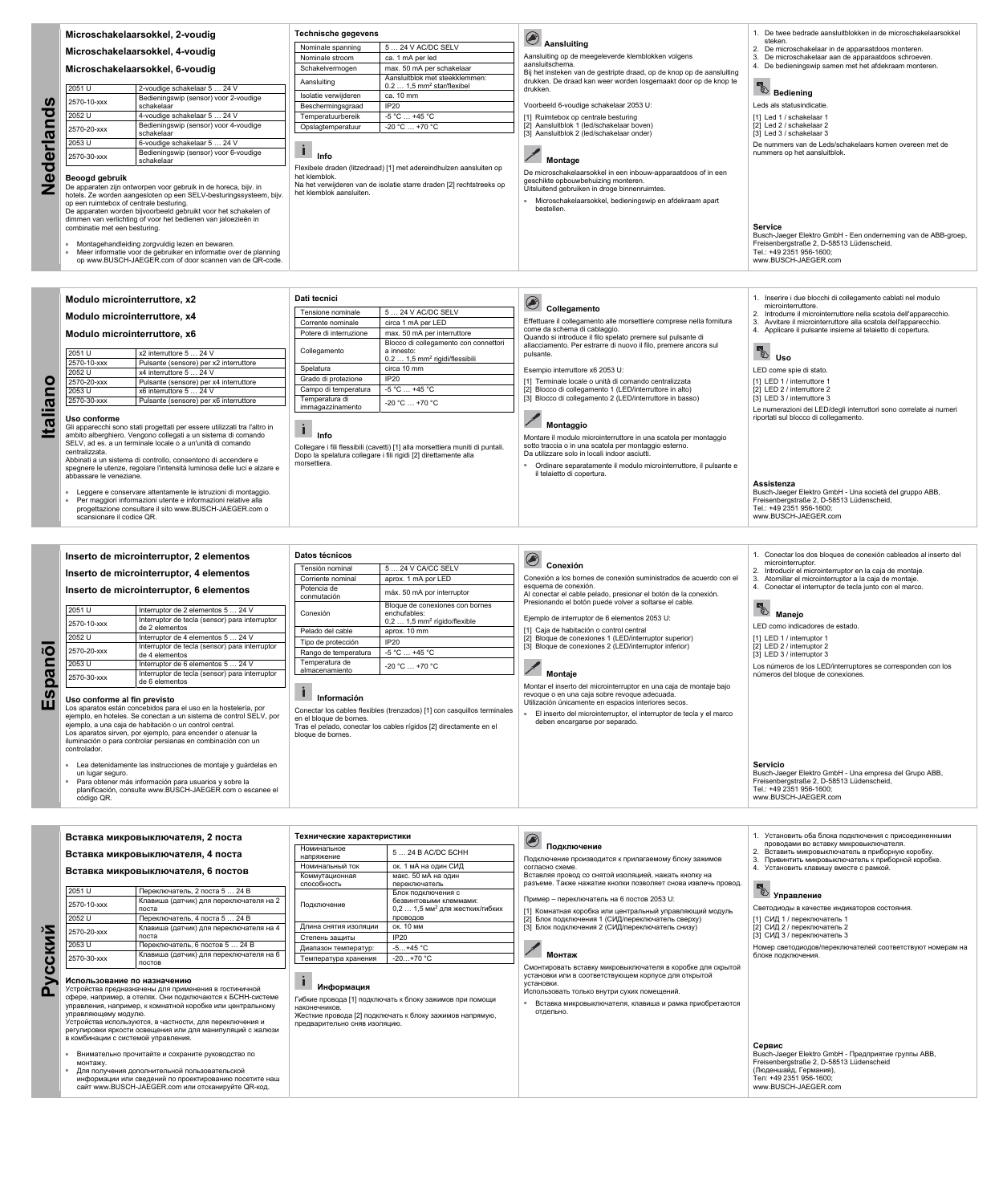# Nederlands

## Microschakelaarsokkel, 2-voudig

## Microschakelaarsokkel, 4-voudig

## Microschakelaarsokkel, 6-voudig

| | |
|---|---|
| 2051 U | 2-voudige schakelaar 5 … 24 V |
| 2570-10-xxx | Bedieningswip (sensor) voor 2-voudige schakelaar |
| 2052 U | 4-voudige schakelaar 5 … 24 V |
| 2570-20-xxx | Bedieningswip (sensor) voor 4-voudige schakelaar |
| 2053 U | 6-voudige schakelaar 5 … 24 V |
| 2570-30-xxx | Bedieningswip (sensor) voor 6-voudige schakelaar |

### Beoogd gebruik

De apparaten zijn ontworpen voor gebruik in de horeca, bijv. in hotels. Ze worden aangesloten op een SELV-besturingssysteem, bijv. op een ruimtebox of centrale besturing.
De apparaten worden bijvoorbeeld gebruikt voor het schakelen of dimmen van verlichting of voor het bedienen van jaloezieën in combinatie met een besturing.

- Montagehandleiding zorgvuldig lezen en bewaren.
- Meer informatie voor de gebruiker en informatie over de planning op www.BUSCH-JAEGER.com of door scannen van de QR-code.

### Technische gegevens

| | |
|---|---|
| Nominale spanning | 5 … 24 V AC/DC SELV |
| Nominale stroom | ca. 1 mA per led |
| Schakelvermogen | max. 50 mA per schakelaar |
| Aansluiting | Aansluitblok met steekklemmen: 0,2 … 1,5 mm² star/flexibel |
| Isolatie verwijderen | ca. 10 mm |
| Beschermingsgraad | IP20 |
| Temperatuurbereik | -5 °C … +45 °C |
| Opslagtemperatuur | -20 °C … +70 °C |

### Info

Flexibele draden (litzedraad) [1] met adereindhulzen aansluiten op het klemblok.
Na het verwijderen van de isolatie starre draden [2] rechtstreeks op het klemblok aansluiten.

### Aansluiting

Aansluiting op de meegeleverde klemblokken volgens aansluitschema.
Bij het insteken van de gestripte draad, op de knop op de aansluiting drukken. De draad kan weer worden losgemaakt door op de knop te drukken.

Voorbeeld 6-voudige schakelaar 2053 U:

[1] Ruimtebox op centrale besturing
[2] Aansluitblok 1 (led/schakelaar boven)
[3] Aansluitblok 2 (led/schakelaar onder)

### Montage

De microschakelaarsokkel in een inbouw-apparaatdoos of in een geschikte opbouwbehuizing monteren.
Uitsluitend gebruiken in droge binnenruimtes.

- Microschakelaarsokkel, bedieningswip en afdekraam apart bestellen.

1. De twee bedrade aansluitblokken in de microschakelaarsokkel steken.
2. De microschakelaar in de apparaatdoos monteren.
3. De microschakelaar aan de apparaatdoos schroeven.
4. De bedieningswip samen met het afdekraam monteren.

### Bediening

Leds als statusindicatie.

[1] Led 1 / schakelaar 1
[2] Led 2 / schakelaar 2
[3] Led 3 / schakelaar 3

De nummers van de Leds/schakelaars komen overeen met de nummers op het aansluitblok.

### Service

Busch-Jaeger Elektro GmbH - Een onderneming van de ABB-groep,
Freisenbergstraße 2, D-58513 Lüdenscheid,
Tel.: +49 2351 956-1600;
www.BUSCH-JAEGER.com

# Italiano

## Modulo microinterruttore, x2

## Modulo microinterruttore, x4

## Modulo microinterruttore, x6

| | |
|---|---|
| 2051 U | x2 interruttore 5 … 24 V |
| 2570-10-xxx | Pulsante (sensore) per x2 interruttore |
| 2052 U | x4 interruttore 5 … 24 V |
| 2570-20-xxx | Pulsante (sensore) per x4 interruttore |
| 2053 U | x6 interruttore 5 … 24 V |
| 2570-30-xxx | Pulsante (sensore) per x6 interruttore |

### Uso conforme

Gli apparecchi sono stati progettati per essere utilizzati tra l'altro in ambito alberghiero. Vengono collegati a un sistema di comando SELV, ad es. a un terminale locale o a un'unità di comando centralizzata.
Abbinati a un sistema di controllo, consentono di accendere e spegnere le utenze, regolare l'intensità luminosa delle luci e alzare e abbassare le veneziane.

- Leggere e conservare attentamente le istruzioni di montaggio.
- Per maggiori informazioni utente e informazioni relative alla progettazione consultare il sito www.BUSCH-JAEGER.com o scansionare il codice QR.

### Dati tecnici

| | |
|---|---|
| Tensione nominale | 5 … 24 V AC/DC SELV |
| Corrente nominale | circa 1 mA per LED |
| Potere di interruzione | max. 50 mA per interruttore |
| Collegamento | Blocco di collegamento con connettori a innesto: 0,2 … 1,5 mm² rigidi/flessibili |
| Spelatura | circa 10 mm |
| Grado di protezione | IP20 |
| Campo di temperatura | -5 °C … +45 °C |
| Temperatura di immagazzinamento | -20 °C … +70 °C |

### Info

Collegare i fili flessibili (cavetti) [1] alla morsettiera muniti di puntali.
Dopo la spelatura collegare i fili rigidi [2] direttamente alla morsettiera.

### Collegamento

Effettuare il collegamento alle morsettiere comprese nella fornitura come da schema di cablaggio.
Quando si introduce il filo spelato premere sul pulsante di allacciamento. Per estrarre di nuovo il filo, premere ancora sul pulsante.

Esempio interruttore x6 2053 U:

[1] Terminale locale o unità di comando centralizzata
[2] Blocco di collegamento 1 (LED/interruttore in alto)
[3] Blocco di collegamento 2 (LED/interruttore in basso)

### Montaggio

Montare il modulo microinterruttore in una scatola per montaggio sotto traccia o in una scatola per montaggio esterno.
Da utilizzare solo in locali indoor asciutti.

- Ordinare separatamente il modulo microinterruttore, il pulsante e il telaietto di copertura.

1. Inserire i due blocchi di collegamento cablati nel modulo microinterruttore.
2. Introdurre il microinterruttore nella scatola dell'apparecchio.
3. Avvitare il microinterruttore alla scatola dell'apparecchio.
4. Applicare il pulsante insieme al telaietto di copertura.

### Uso

LED come spie di stato.

[1] LED 1 / interruttore 1
[2] LED 2 / interruttore 2
[3] LED 3 / interruttore 3

Le numerazioni dei LED/degli interruttori sono correlate ai numeri riportati sul blocco di collegamento.

### Assistenza

Busch-Jaeger Elektro GmbH - Una società del gruppo ABB,
Freisenbergstraße 2, D-58513 Lüdenscheid,
Tel.: +49 2351 956-1600;
www.BUSCH-JAEGER.com

# Español

## Inserto de microinterruptor, 2 elementos

## Inserto de microinterruptor, 4 elementos

## Inserto de microinterruptor, 6 elementos

| | |
|---|---|
| 2051 U | Interruptor de 2 elementos 5 … 24 V |
| 2570-10-xxx | Interruptor de tecla (sensor) para interruptor de 2 elementos |
| 2052 U | Interruptor de 4 elementos 5 … 24 V |
| 2570-20-xxx | Interruptor de tecla (sensor) para interruptor de 4 elementos |
| 2053 U | Interruptor de 6 elementos 5 … 24 V |
| 2570-30-xxx | Interruptor de tecla (sensor) para interruptor de 6 elementos |

### Uso conforme al fin previsto

Los aparatos están concebidos para el uso en la hostelería, por ejemplo, en hoteles. Se conectan a un sistema de control SELV, por ejemplo, a una caja de habitación o un control central.
Los aparatos sirven, por ejemplo, para encender o atenuar la iluminación o para controlar persianas en combinación con un controlador.

- Lea detenidamente las instrucciones de montaje y guárdelas en un lugar seguro.
- Para obtener más información para usuarios y sobre la planificación, consulte www.BUSCH-JAEGER.com o escanee el código QR.

### Datos técnicos

| | |
|---|---|
| Tensión nominal | 5 … 24 V CA/CC SELV |
| Corriente nominal | aprox. 1 mA por LED |
| Potencia de conmutación | máx. 50 mA por interruptor |
| Conexión | Bloque de conexiones con bornes enchufables: 0,2 … 1,5 mm² rígido/flexible |
| Pelado del cable | aprox. 10 mm |
| Tipo de protección | IP20 |
| Rango de temperatura | -5 °C … +45 °C |
| Temperatura de almacenamiento | -20 °C … +70 °C |

### Información

Conectar los cables flexibles (trenzados) [1] con casquillos terminales en el bloque de bornes.
Tras el pelado, conectar los cables rígidos [2] directamente en el bloque de bornes.

### Conexión

Conexión a los bornes de conexión suministrados de acuerdo con el esquema de conexión.
Al conectar el cable pelado, presionar el botón de la conexión. Presionando el botón puede volver a soltarse el cable.

Ejemplo de interruptor de 6 elementos 2053 U:

[1] Caja de habitación o control central
[2] Bloque de conexiones 1 (LED/interruptor superior)
[3] Bloque de conexiones 2 (LED/interruptor inferior)

### Montaje

Montar el inserto del microinterruptor en una caja de montaje bajo revoque o en una caja sobre revoque adecuada.
Utilización únicamente en espacios interiores secos.

- El inserto del microinterruptor, el interruptor de tecla y el marco deben encargarse por separado.

1. Conectar los dos bloques de conexión cableados al inserto del microinterruptor.
2. Introducir el microinterruptor en la caja de montaje.
3. Atornillar el microinterruptor a la caja de montaje.
4. Conectar el interruptor de tecla junto con el marco.

### Manejo

LED como indicadores de estado.

[1] LED 1 / interruptor 1
[2] LED 2 / interruptor 2
[3] LED 3 / interruptor 3

Los números de los LED/interruptores se corresponden con los números del bloque de conexiones.

### Servicio

Busch-Jaeger Elektro GmbH - Una empresa del Grupo ABB,
Freisenbergstraße 2, D-58513 Lüdenscheid,
Tel.: +49 2351 956-1600;
www.BUSCH-JAEGER.com

# Русский

## Вставка микровыключателя, 2 поста

## Вставка микровыключателя, 4 поста

## Вставка микровыключателя, 6 постов

| | |
|---|---|
| 2051 U | Переключатель, 2 поста 5 … 24 В |
| 2570-10-xxx | Клавиша (датчик) для переключателя на 2 поста |
| 2052 U | Переключатель, 4 поста 5 … 24 В |
| 2570-20-xxx | Клавиша (датчик) для переключателя на 4 поста |
| 2053 U | Переключатель, 6 постов 5 … 24 В |
| 2570-30-xxx | Клавиша (датчик) для переключателя на 6 постов |

### Использование по назначению

Устройства предназначены для применения в гостиничной сфере, например, в отелях. Они подключаются к БСНН-системе управления, например, к комнатной коробке или центральному управляющему модулю.
Устройства используются, в частности, для переключения и регулировки яркости освещения или для манипуляций с жалюзи в комбинации с системой управления.

- Внимательно прочитайте и сохраните руководство по монтажу.
- Для получения дополнительной пользовательской информации или сведений по проектированию посетите наш сайт www.BUSCH-JAEGER.com или отсканируйте QR-код.

### Технические характеристики

| | |
|---|---|
| Номинальное напряжение | 5 … 24 В AC/DC БСНН |
| Номинальный ток | ок. 1 мА на один СИД |
| Коммутационная способность | макс. 50 мА на один переключатель |
| Подключение | Блок подключения с безвинтовыми клеммами: 0,2 … 1,5 мм² для жестких/гибких проводов |
| Длина снятия изоляции | ок. 10 мм |
| Степень защиты | IP20 |
| Диапазон температур: | -5…+45 °C |
| Температура хранения | -20…+70 °C |

### Информация

Гибкие провода [1] подключать к блоку зажимов при помощи наконечников.
Жесткие провода [2] подключать к блоку зажимов напрямую, предварительно сняв изоляцию.

### Подключение

Подключение производится к прилагаемому блоку зажимов согласно схеме.
Вставляя провод со снятой изоляцией, нажать кнопку на разъеме. Также нажатие кнопки позволяет снова извлечь провод.

Пример – переключатель на 6 постов 2053 U:

[1] Комнатная коробка или центральный управляющий модуль
[2] Блок подключения 1 (СИД/переключатель сверху)
[3] Блок подключения 2 (СИД/переключатель снизу)

### Монтаж

Смонтировать вставку микровыключателя в коробке для скрытой установки или в соответствующем корпусе для открытой установки.
Использовать только внутри сухих помещений.

- Вставка микровыключателя, клавиша и рамка приобретаются отдельно.

1. Установить оба блока подключения с присоединенными проводами во вставку микровыключателя.
2. Вставить микровыключатель в приборную коробку.
3. Привинтить микровыключатель к приборной коробке.
4. Установить клавишу вместе с рамкой.

### Управление

Светодиоды в качестве индикаторов состояния.

[1] СИД 1 / переключатель 1
[2] СИД 2 / переключатель 2
[3] СИД 3 / переключатель 3

Номер светодиодов/переключателей соответствуют номерам на блоке подключения.

### Сервис

Busch-Jaeger Elektro GmbH - Предприятие группы ABB,
Freisenbergstraße 2, D-58513 Lüdenscheid
(Люденшайд, Германия),
Тел: +49 2351 956-1600;
www.BUSCH-JAEGER.com